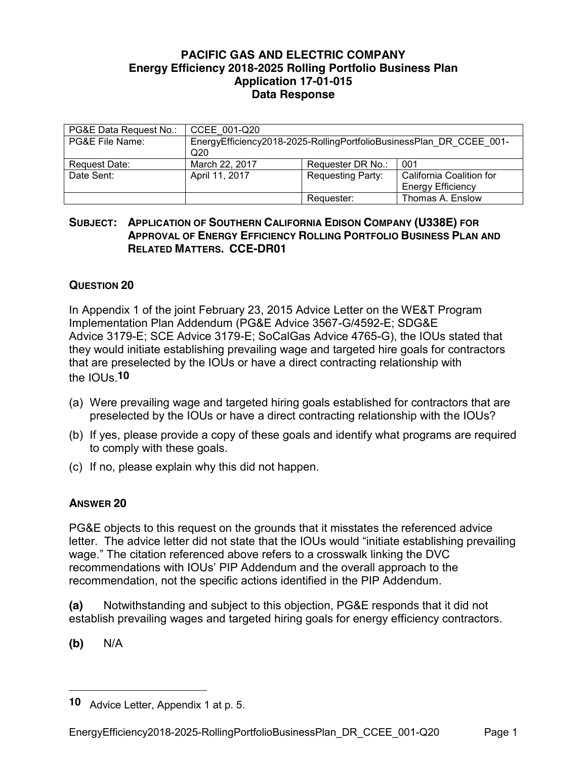# PACIFIC GAS AND ELECTRIC COMPANY
## Energy Efficiency 2018-2025 Rolling Portfolio Business Plan
## Application 17-01-015
## Data Response

| PG&E Data Request No.: | CCEE_001-Q20 | | |
|---|---|---|---|
| PG&E File Name: | EnergyEfficiency2018-2025-RollingPortfolioBusinessPlan_DR_CCEE_001-Q20 | | |
| Request Date: | March 22, 2017 | Requester DR No.: | 001 |
| Date Sent: | April 11, 2017 | Requesting Party: | California Coalition for Energy Efficiency |
| | | Requester: | Thomas A. Enslow |

**SUBJECT: APPLICATION OF SOUTHERN CALIFORNIA EDISON COMPANY (U338E) FOR APPROVAL OF ENERGY EFFICIENCY ROLLING PORTFOLIO BUSINESS PLAN AND RELATED MATTERS. CCE-DR01**

**QUESTION 20**

In Appendix 1 of the joint February 23, 2015 Advice Letter on the WE&T Program Implementation Plan Addendum (PG&E Advice 3567-G/4592-E; SDG&E Advice 3179-E; SCE Advice 3179-E; SoCalGas Advice 4765-G), the IOUs stated that they would initiate establishing prevailing wage and targeted hire goals for contractors that are preselected by the IOUs or have a direct contracting relationship with the IOUs.[10]

(a) Were prevailing wage and targeted hiring goals established for contractors that are preselected by the IOUs or have a direct contracting relationship with the IOUs?

(b) If yes, please provide a copy of these goals and identify what programs are required to comply with these goals.

(c) If no, please explain why this did not happen.

**ANSWER 20**

PG&E objects to this request on the grounds that it misstates the referenced advice letter. The advice letter did not state that the IOUs would "initiate establishing prevailing wage." The citation referenced above refers to a crosswalk linking the DVC recommendations with IOUs' PIP Addendum and the overall approach to the recommendation, not the specific actions identified in the PIP Addendum.

**(a)** Notwithstanding and subject to this objection, PG&E responds that it did not establish prevailing wages and targeted hiring goals for energy efficiency contractors.

**(b)** N/A

---

[10] Advice Letter, Appendix 1 at p. 5.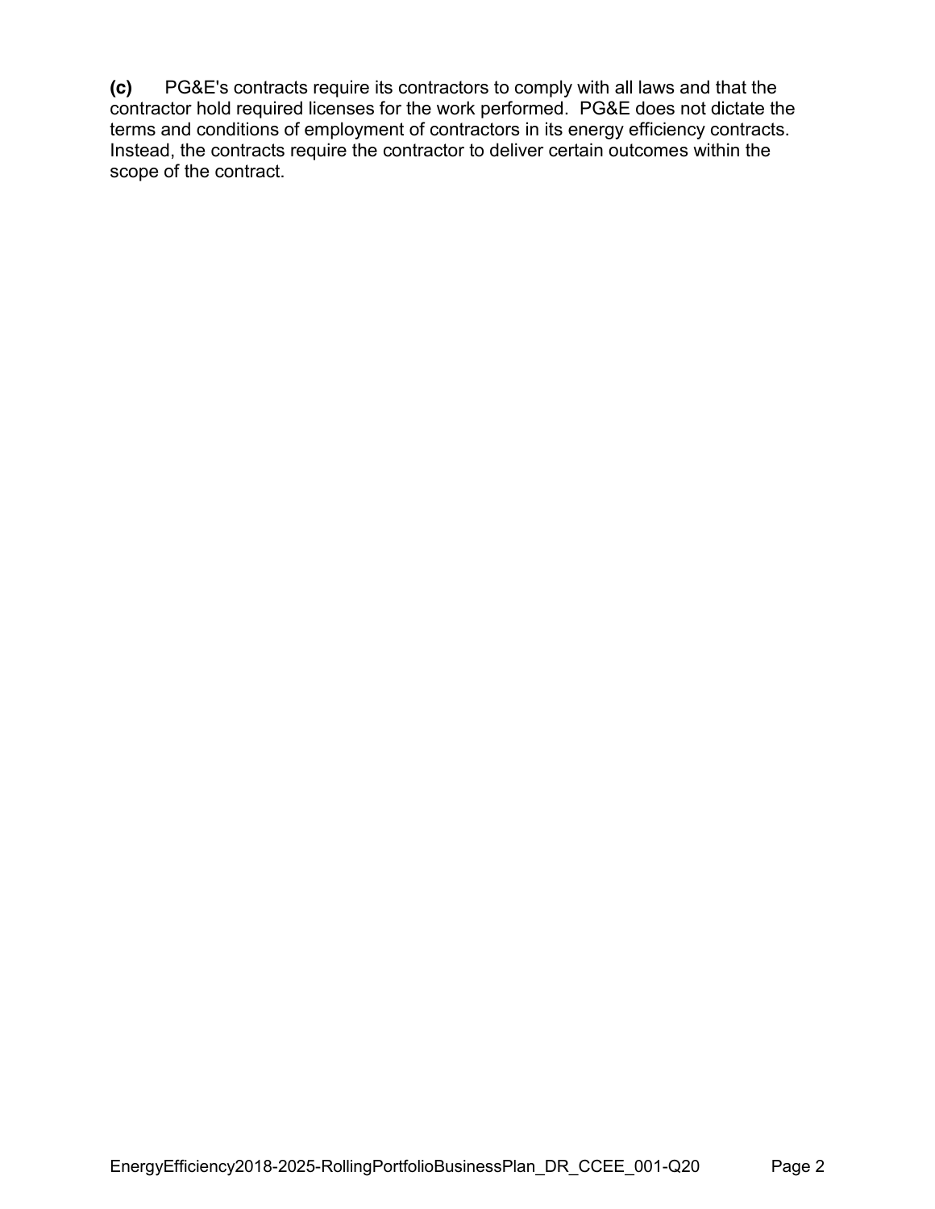**(c)** PG&E's contracts require its contractors to comply with all laws and that the contractor hold required licenses for the work performed. PG&E does not dictate the terms and conditions of employment of contractors in its energy efficiency contracts. Instead, the contracts require the contractor to deliver certain outcomes within the scope of the contract.